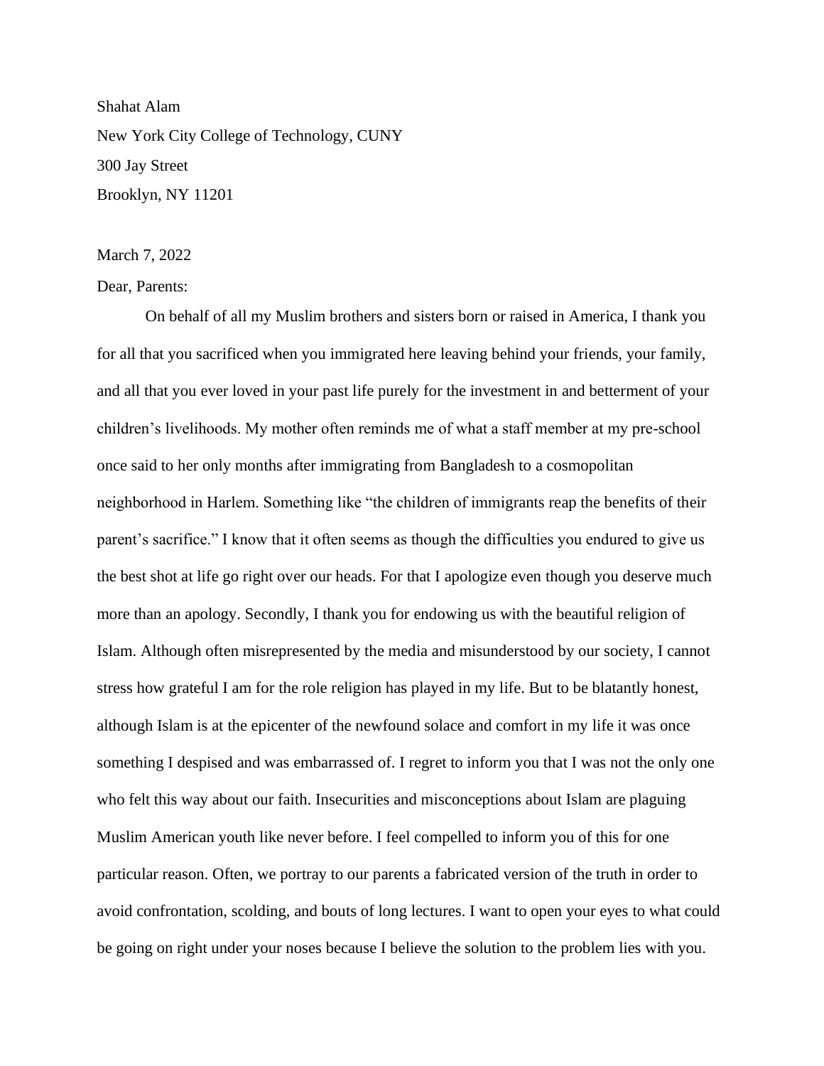Shahat Alam

New York City College of Technology, CUNY

300 Jay Street

Brooklyn, NY 11201

March 7, 2022

Dear, Parents:

On behalf of all my Muslim brothers and sisters born or raised in America, I thank you for all that you sacrificed when you immigrated here leaving behind your friends, your family, and all that you ever loved in your past life purely for the investment in and betterment of your children's livelihoods. My mother often reminds me of what a staff member at my pre-school once said to her only months after immigrating from Bangladesh to a cosmopolitan neighborhood in Harlem. Something like "the children of immigrants reap the benefits of their parent's sacrifice." I know that it often seems as though the difficulties you endured to give us the best shot at life go right over our heads. For that I apologize even though you deserve much more than an apology. Secondly, I thank you for endowing us with the beautiful religion of Islam. Although often misrepresented by the media and misunderstood by our society, I cannot stress how grateful I am for the role religion has played in my life. But to be blatantly honest, although Islam is at the epicenter of the newfound solace and comfort in my life it was once something I despised and was embarrassed of. I regret to inform you that I was not the only one who felt this way about our faith. Insecurities and misconceptions about Islam are plaguing Muslim American youth like never before. I feel compelled to inform you of this for one particular reason. Often, we portray to our parents a fabricated version of the truth in order to avoid confrontation, scolding, and bouts of long lectures. I want to open your eyes to what could be going on right under your noses because I believe the solution to the problem lies with you.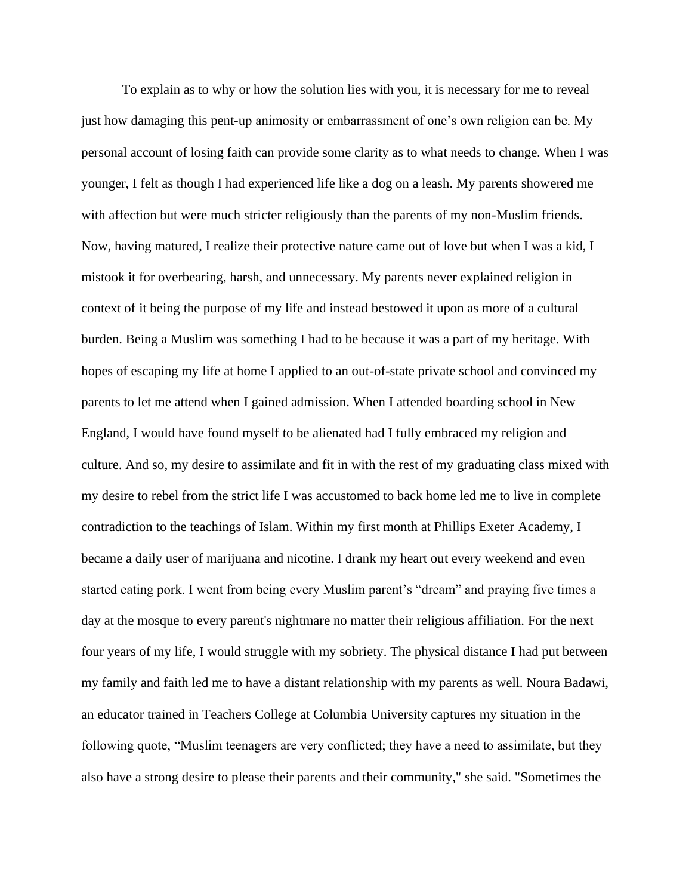To explain as to why or how the solution lies with you, it is necessary for me to reveal just how damaging this pent-up animosity or embarrassment of one's own religion can be. My personal account of losing faith can provide some clarity as to what needs to change. When I was younger, I felt as though I had experienced life like a dog on a leash. My parents showered me with affection but were much stricter religiously than the parents of my non-Muslim friends. Now, having matured, I realize their protective nature came out of love but when I was a kid, I mistook it for overbearing, harsh, and unnecessary. My parents never explained religion in context of it being the purpose of my life and instead bestowed it upon as more of a cultural burden. Being a Muslim was something I had to be because it was a part of my heritage. With hopes of escaping my life at home I applied to an out-of-state private school and convinced my parents to let me attend when I gained admission. When I attended boarding school in New England, I would have found myself to be alienated had I fully embraced my religion and culture. And so, my desire to assimilate and fit in with the rest of my graduating class mixed with my desire to rebel from the strict life I was accustomed to back home led me to live in complete contradiction to the teachings of Islam. Within my first month at Phillips Exeter Academy, I became a daily user of marijuana and nicotine. I drank my heart out every weekend and even started eating pork. I went from being every Muslim parent's "dream" and praying five times a day at the mosque to every parent's nightmare no matter their religious affiliation. For the next four years of my life, I would struggle with my sobriety. The physical distance I had put between my family and faith led me to have a distant relationship with my parents as well. Noura Badawi, an educator trained in Teachers College at Columbia University captures my situation in the following quote, "Muslim teenagers are very conflicted; they have a need to assimilate, but they also have a strong desire to please their parents and their community," she said. "Sometimes the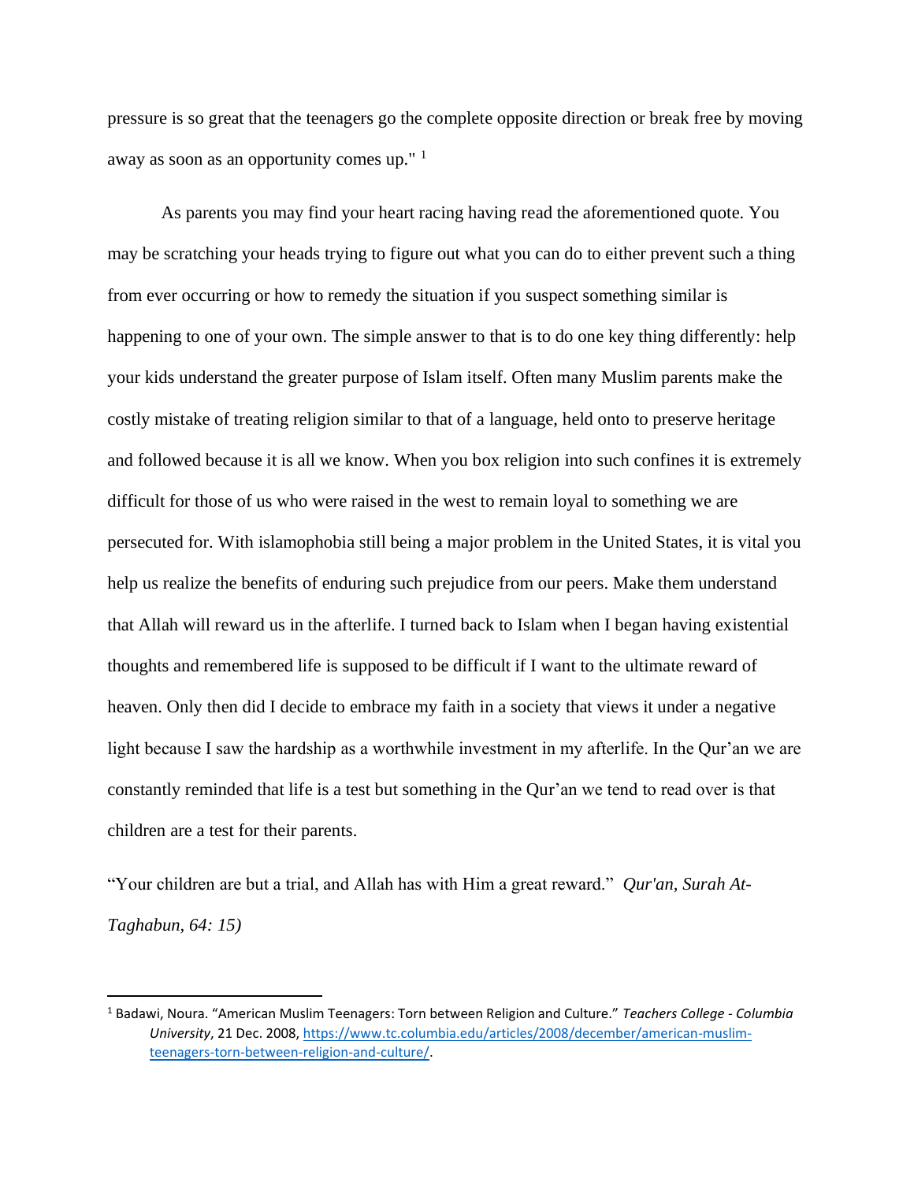pressure is so great that the teenagers go the complete opposite direction or break free by moving away as soon as an opportunity comes up." [1]

As parents you may find your heart racing having read the aforementioned quote. You may be scratching your heads trying to figure out what you can do to either prevent such a thing from ever occurring or how to remedy the situation if you suspect something similar is happening to one of your own. The simple answer to that is to do one key thing differently: help your kids understand the greater purpose of Islam itself. Often many Muslim parents make the costly mistake of treating religion similar to that of a language, held onto to preserve heritage and followed because it is all we know. When you box religion into such confines it is extremely difficult for those of us who were raised in the west to remain loyal to something we are persecuted for. With islamophobia still being a major problem in the United States, it is vital you help us realize the benefits of enduring such prejudice from our peers. Make them understand that Allah will reward us in the afterlife. I turned back to Islam when I began having existential thoughts and remembered life is supposed to be difficult if I want to the ultimate reward of heaven. Only then did I decide to embrace my faith in a society that views it under a negative light because I saw the hardship as a worthwhile investment in my afterlife. In the Qur'an we are constantly reminded that life is a test but something in the Qur'an we tend to read over is that children are a test for their parents.

"Your children are but a trial, and Allah has with Him a great reward." *Qur'an, Surah At-Taghabun, 64: 15)*

---

[1] Badawi, Noura. "American Muslim Teenagers: Torn between Religion and Culture." *Teachers College - Columbia University*, 21 Dec. 2008, https://www.tc.columbia.edu/articles/2008/december/american-muslim-teenagers-torn-between-religion-and-culture/.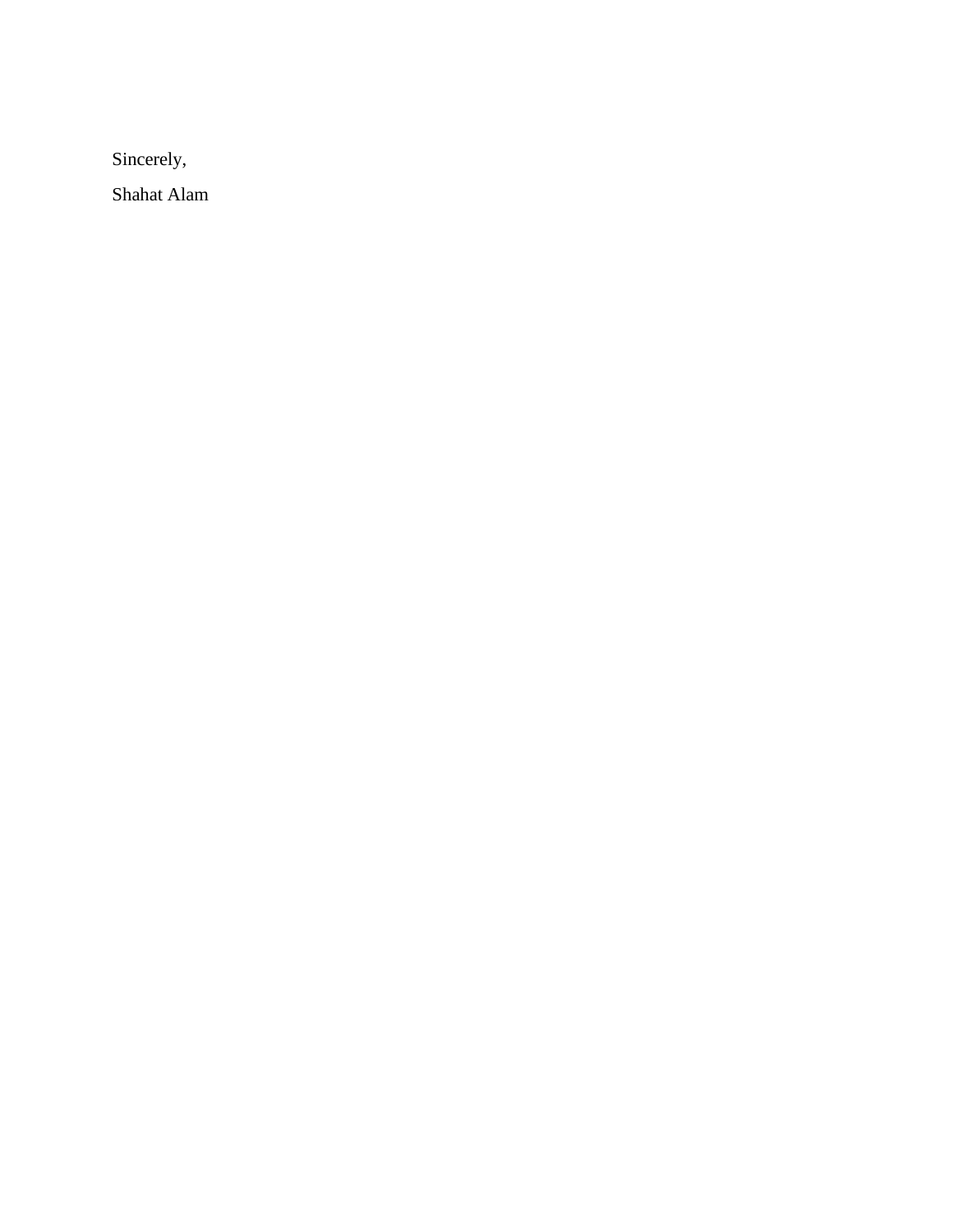Sincerely,

Shahat Alam